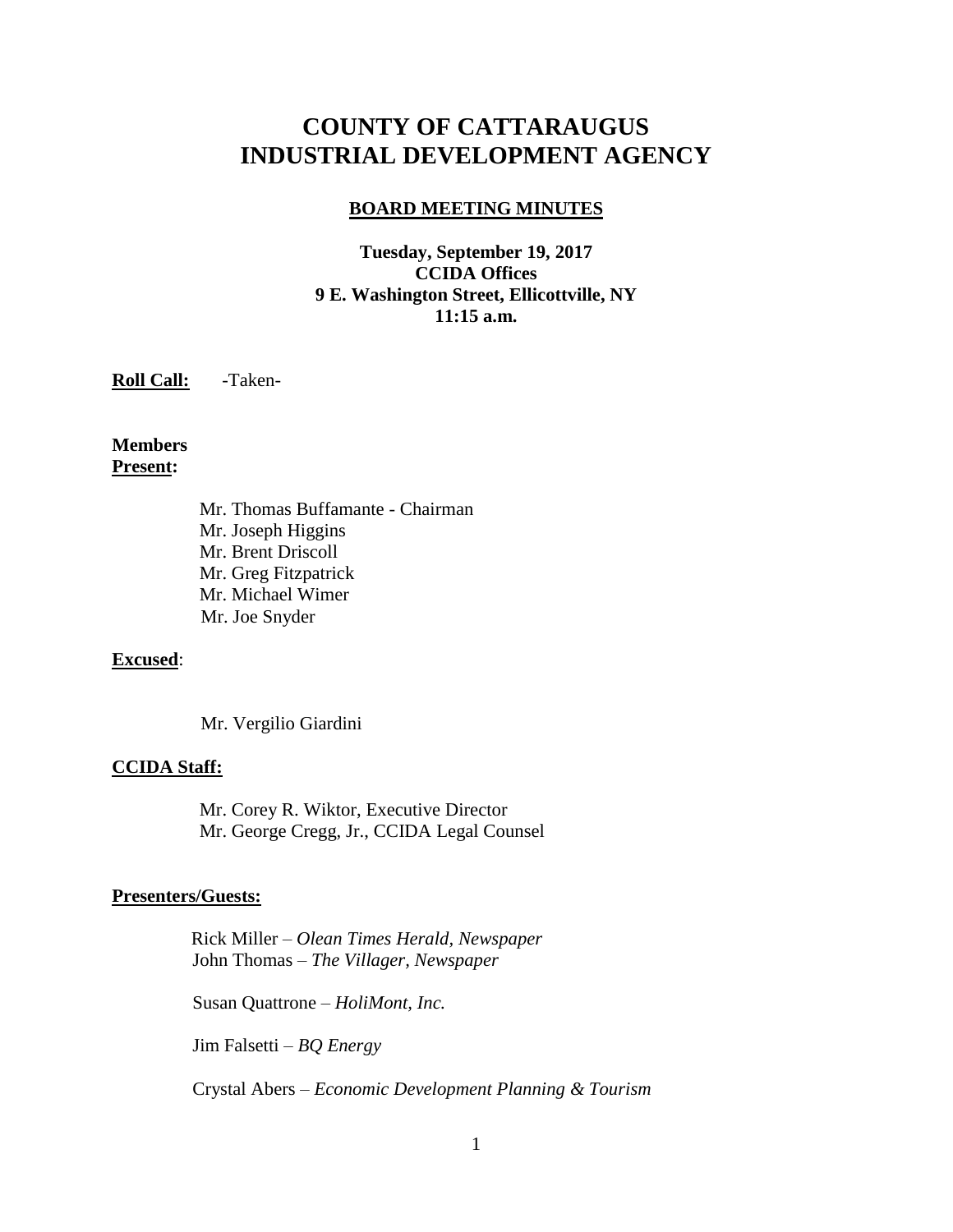# COUNTY OF CATTARAUGUS INDUSTRIAL DEVELOPMENT AGENCY

## BOARD MEETING MINUTES

**Tuesday, September 19, 2017**
**CCIDA Offices**
**9 E. Washington Street, Ellicottville, NY**
**11:15 a.m.**

**Roll Call:** -Taken-

**Members Present:**

Mr. Thomas Buffamante - Chairman
Mr. Joseph Higgins
Mr. Brent Driscoll
Mr. Greg Fitzpatrick
Mr. Michael Wimer
Mr. Joe Snyder

**Excused**:

Mr. Vergilio Giardini

**CCIDA Staff:**

Mr. Corey R. Wiktor, Executive Director
Mr. George Cregg, Jr., CCIDA Legal Counsel

**Presenters/Guests:**

Rick Miller – *Olean Times Herald, Newspaper*
John Thomas – *The Villager, Newspaper*

Susan Quattrone – *HoliMont, Inc.*

Jim Falsetti – *BQ Energy*

Crystal Abers – *Economic Development Planning & Tourism*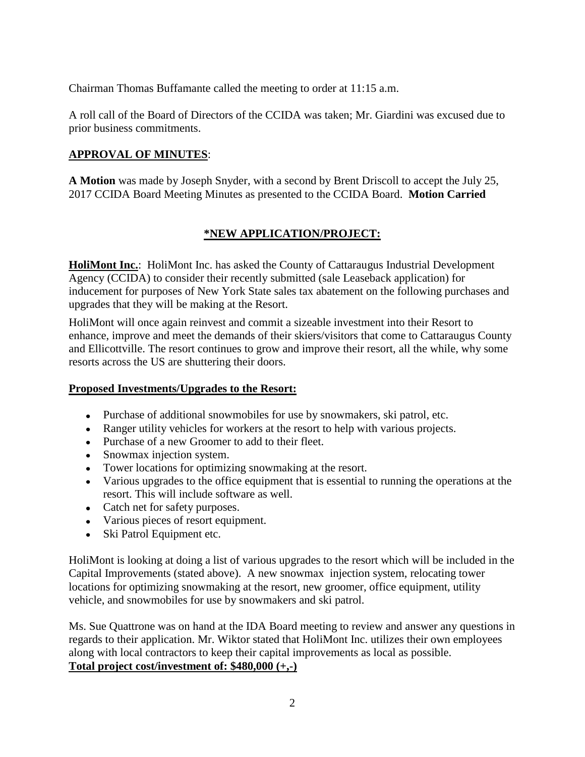Chairman Thomas Buffamante called the meeting to order at 11:15 a.m.

A roll call of the Board of Directors of the CCIDA was taken; Mr. Giardini was excused due to prior business commitments.

## APPROVAL OF MINUTES:

**A Motion** was made by Joseph Snyder, with a second by Brent Driscoll to accept the July 25, 2017 CCIDA Board Meeting Minutes as presented to the CCIDA Board. **Motion Carried**

## *NEW APPLICATION/PROJECT:

**HoliMont Inc.**: HoliMont Inc. has asked the County of Cattaraugus Industrial Development Agency (CCIDA) to consider their recently submitted (sale Leaseback application) for inducement for purposes of New York State sales tax abatement on the following purchases and upgrades that they will be making at the Resort.

HoliMont will once again reinvest and commit a sizeable investment into their Resort to enhance, improve and meet the demands of their skiers/visitors that come to Cattaraugus County and Ellicottville. The resort continues to grow and improve their resort, all the while, why some resorts across the US are shuttering their doors.

### Proposed Investments/Upgrades to the Resort:

- Purchase of additional snowmobiles for use by snowmakers, ski patrol, etc.
- Ranger utility vehicles for workers at the resort to help with various projects.
- Purchase of a new Groomer to add to their fleet.
- Snowmax injection system.
- Tower locations for optimizing snowmaking at the resort.
- Various upgrades to the office equipment that is essential to running the operations at the resort. This will include software as well.
- Catch net for safety purposes.
- Various pieces of resort equipment.
- Ski Patrol Equipment etc.

HoliMont is looking at doing a list of various upgrades to the resort which will be included in the Capital Improvements (stated above). A new snowmax injection system, relocating tower locations for optimizing snowmaking at the resort, new groomer, office equipment, utility vehicle, and snowmobiles for use by snowmakers and ski patrol.

Ms. Sue Quattrone was on hand at the IDA Board meeting to review and answer any questions in regards to their application. Mr. Wiktor stated that HoliMont Inc. utilizes their own employees along with local contractors to keep their capital improvements as local as possible.
**Total project cost/investment of: $480,000 (+,-)**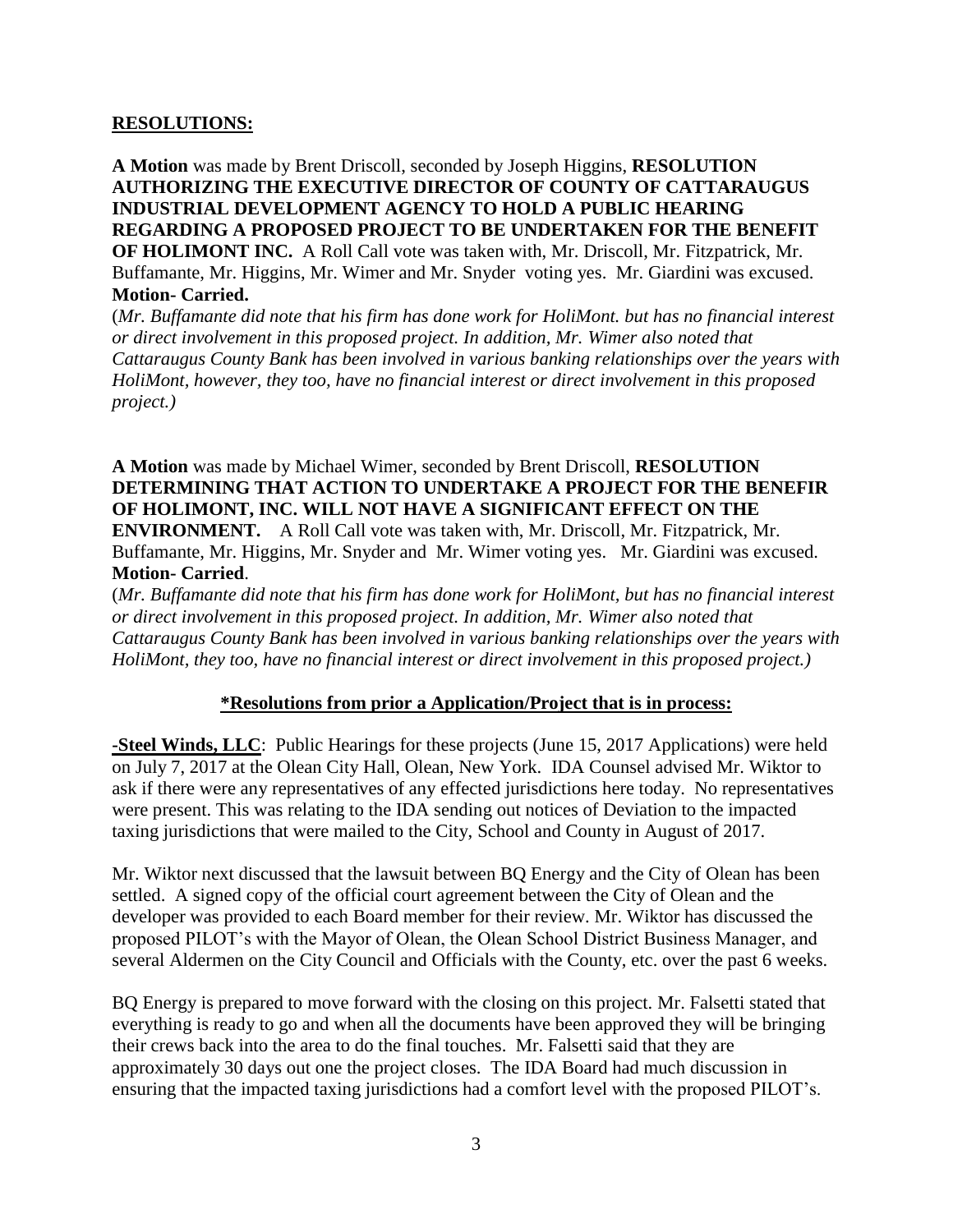## RESOLUTIONS:

**A Motion** was made by Brent Driscoll, seconded by Joseph Higgins, **RESOLUTION AUTHORIZING THE EXECUTIVE DIRECTOR OF COUNTY OF CATTARAUGUS INDUSTRIAL DEVELOPMENT AGENCY TO HOLD A PUBLIC HEARING REGARDING A PROPOSED PROJECT TO BE UNDERTAKEN FOR THE BENEFIT OF HOLIMONT INC.** A Roll Call vote was taken with, Mr. Driscoll, Mr. Fitzpatrick, Mr. Buffamante, Mr. Higgins, Mr. Wimer and Mr. Snyder voting yes. Mr. Giardini was excused. **Motion- Carried.**

(*Mr. Buffamante did note that his firm has done work for HoliMont. but has no financial interest or direct involvement in this proposed project. In addition, Mr. Wimer also noted that Cattaraugus County Bank has been involved in various banking relationships over the years with HoliMont, however, they too, have no financial interest or direct involvement in this proposed project.)*

**A Motion** was made by Michael Wimer, seconded by Brent Driscoll, **RESOLUTION DETERMINING THAT ACTION TO UNDERTAKE A PROJECT FOR THE BENEFIR OF HOLIMONT, INC. WILL NOT HAVE A SIGNIFICANT EFFECT ON THE ENVIRONMENT.** A Roll Call vote was taken with, Mr. Driscoll, Mr. Fitzpatrick, Mr. Buffamante, Mr. Higgins, Mr. Snyder and Mr. Wimer voting yes. Mr. Giardini was excused. **Motion- Carried**.

(*Mr. Buffamante did note that his firm has done work for HoliMont, but has no financial interest or direct involvement in this proposed project. In addition, Mr. Wimer also noted that Cattaraugus County Bank has been involved in various banking relationships over the years with HoliMont, they too, have no financial interest or direct involvement in this proposed project.)*

### *Resolutions from prior a Application/Project that is in process:

**-Steel Winds, LLC**: Public Hearings for these projects (June 15, 2017 Applications) were held on July 7, 2017 at the Olean City Hall, Olean, New York. IDA Counsel advised Mr. Wiktor to ask if there were any representatives of any effected jurisdictions here today. No representatives were present. This was relating to the IDA sending out notices of Deviation to the impacted taxing jurisdictions that were mailed to the City, School and County in August of 2017.

Mr. Wiktor next discussed that the lawsuit between BQ Energy and the City of Olean has been settled. A signed copy of the official court agreement between the City of Olean and the developer was provided to each Board member for their review. Mr. Wiktor has discussed the proposed PILOT's with the Mayor of Olean, the Olean School District Business Manager, and several Aldermen on the City Council and Officials with the County, etc. over the past 6 weeks.

BQ Energy is prepared to move forward with the closing on this project. Mr. Falsetti stated that everything is ready to go and when all the documents have been approved they will be bringing their crews back into the area to do the final touches. Mr. Falsetti said that they are approximately 30 days out one the project closes. The IDA Board had much discussion in ensuring that the impacted taxing jurisdictions had a comfort level with the proposed PILOT's.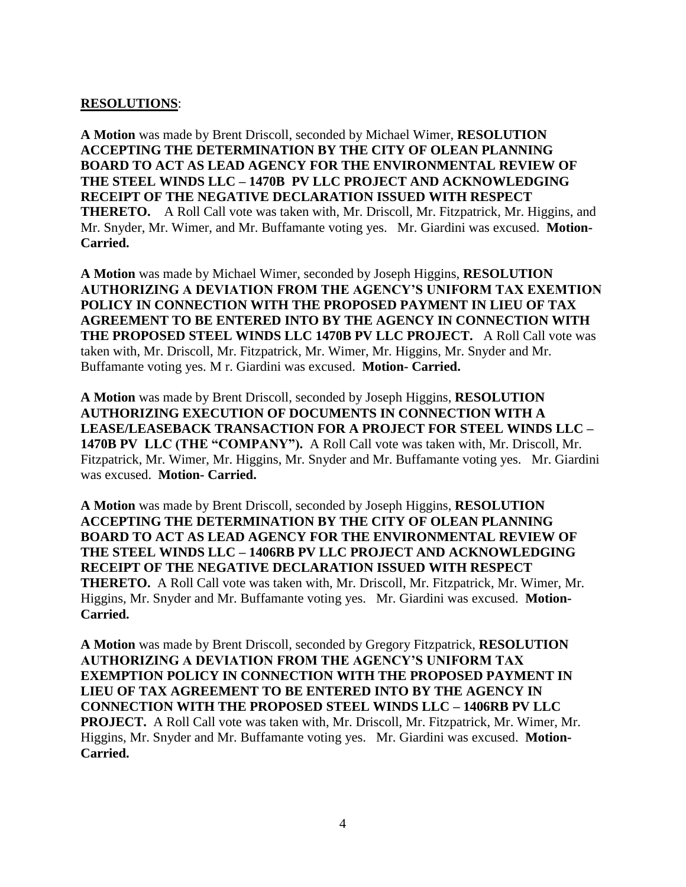**RESOLUTIONS**:

**A Motion** was made by Brent Driscoll, seconded by Michael Wimer, **RESOLUTION ACCEPTING THE DETERMINATION BY THE CITY OF OLEAN PLANNING BOARD TO ACT AS LEAD AGENCY FOR THE ENVIRONMENTAL REVIEW OF THE STEEL WINDS LLC – 1470B PV LLC PROJECT AND ACKNOWLEDGING RECEIPT OF THE NEGATIVE DECLARATION ISSUED WITH RESPECT THERETO.** A Roll Call vote was taken with, Mr. Driscoll, Mr. Fitzpatrick, Mr. Higgins, and Mr. Snyder, Mr. Wimer, and Mr. Buffamante voting yes. Mr. Giardini was excused. **Motion- Carried.**

**A Motion** was made by Michael Wimer, seconded by Joseph Higgins, **RESOLUTION AUTHORIZING A DEVIATION FROM THE AGENCY'S UNIFORM TAX EXEMTION POLICY IN CONNECTION WITH THE PROPOSED PAYMENT IN LIEU OF TAX AGREEMENT TO BE ENTERED INTO BY THE AGENCY IN CONNECTION WITH THE PROPOSED STEEL WINDS LLC 1470B PV LLC PROJECT.** A Roll Call vote was taken with, Mr. Driscoll, Mr. Fitzpatrick, Mr. Wimer, Mr. Higgins, Mr. Snyder and Mr. Buffamante voting yes. M r. Giardini was excused. **Motion- Carried.**

**A Motion** was made by Brent Driscoll, seconded by Joseph Higgins, **RESOLUTION AUTHORIZING EXECUTION OF DOCUMENTS IN CONNECTION WITH A LEASE/LEASEBACK TRANSACTION FOR A PROJECT FOR STEEL WINDS LLC – 1470B PV LLC (THE "COMPANY").** A Roll Call vote was taken with, Mr. Driscoll, Mr. Fitzpatrick, Mr. Wimer, Mr. Higgins, Mr. Snyder and Mr. Buffamante voting yes. Mr. Giardini was excused. **Motion- Carried.**

**A Motion** was made by Brent Driscoll, seconded by Joseph Higgins, **RESOLUTION ACCEPTING THE DETERMINATION BY THE CITY OF OLEAN PLANNING BOARD TO ACT AS LEAD AGENCY FOR THE ENVIRONMENTAL REVIEW OF THE STEEL WINDS LLC – 1406RB PV LLC PROJECT AND ACKNOWLEDGING RECEIPT OF THE NEGATIVE DECLARATION ISSUED WITH RESPECT THERETO.** A Roll Call vote was taken with, Mr. Driscoll, Mr. Fitzpatrick, Mr. Wimer, Mr. Higgins, Mr. Snyder and Mr. Buffamante voting yes. Mr. Giardini was excused. **Motion- Carried.**

**A Motion** was made by Brent Driscoll, seconded by Gregory Fitzpatrick, **RESOLUTION AUTHORIZING A DEVIATION FROM THE AGENCY'S UNIFORM TAX EXEMPTION POLICY IN CONNECTION WITH THE PROPOSED PAYMENT IN LIEU OF TAX AGREEMENT TO BE ENTERED INTO BY THE AGENCY IN CONNECTION WITH THE PROPOSED STEEL WINDS LLC – 1406RB PV LLC PROJECT.** A Roll Call vote was taken with, Mr. Driscoll, Mr. Fitzpatrick, Mr. Wimer, Mr. Higgins, Mr. Snyder and Mr. Buffamante voting yes. Mr. Giardini was excused. **Motion- Carried.**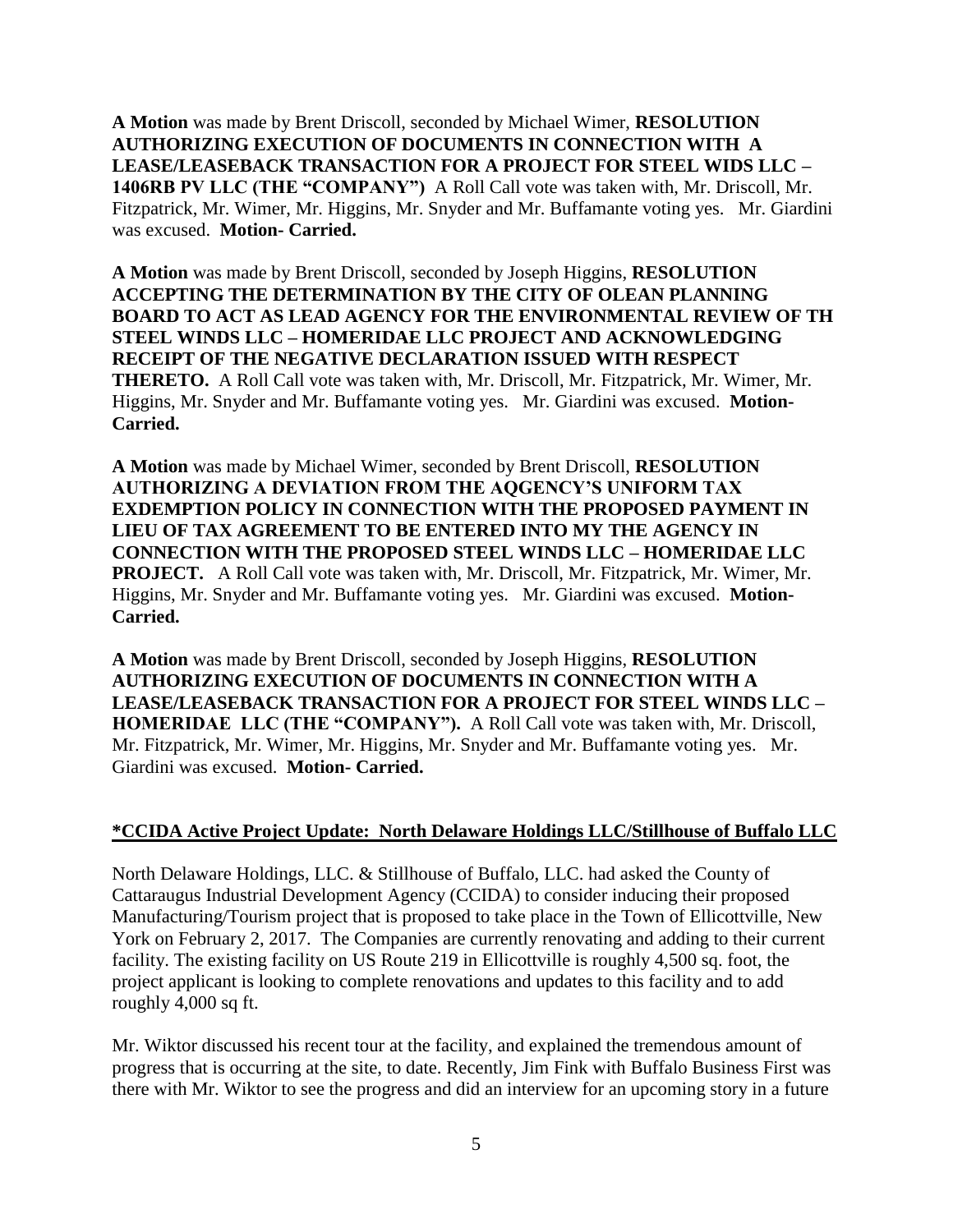**A Motion** was made by Brent Driscoll, seconded by Michael Wimer, **RESOLUTION AUTHORIZING EXECUTION OF DOCUMENTS IN CONNECTION WITH A LEASE/LEASEBACK TRANSACTION FOR A PROJECT FOR STEEL WIDS LLC – 1406RB PV LLC (THE "COMPANY")** A Roll Call vote was taken with, Mr. Driscoll, Mr. Fitzpatrick, Mr. Wimer, Mr. Higgins, Mr. Snyder and Mr. Buffamante voting yes. Mr. Giardini was excused. **Motion- Carried.**

**A Motion** was made by Brent Driscoll, seconded by Joseph Higgins, **RESOLUTION ACCEPTING THE DETERMINATION BY THE CITY OF OLEAN PLANNING BOARD TO ACT AS LEAD AGENCY FOR THE ENVIRONMENTAL REVIEW OF TH STEEL WINDS LLC – HOMERIDAE LLC PROJECT AND ACKNOWLEDGING RECEIPT OF THE NEGATIVE DECLARATION ISSUED WITH RESPECT THERETO.** A Roll Call vote was taken with, Mr. Driscoll, Mr. Fitzpatrick, Mr. Wimer, Mr. Higgins, Mr. Snyder and Mr. Buffamante voting yes. Mr. Giardini was excused. **Motion- Carried.**

**A Motion** was made by Michael Wimer, seconded by Brent Driscoll, **RESOLUTION AUTHORIZING A DEVIATION FROM THE AQGENCY'S UNIFORM TAX EXDEMPTION POLICY IN CONNECTION WITH THE PROPOSED PAYMENT IN LIEU OF TAX AGREEMENT TO BE ENTERED INTO MY THE AGENCY IN CONNECTION WITH THE PROPOSED STEEL WINDS LLC – HOMERIDAE LLC PROJECT.** A Roll Call vote was taken with, Mr. Driscoll, Mr. Fitzpatrick, Mr. Wimer, Mr. Higgins, Mr. Snyder and Mr. Buffamante voting yes. Mr. Giardini was excused. **Motion- Carried.**

**A Motion** was made by Brent Driscoll, seconded by Joseph Higgins, **RESOLUTION AUTHORIZING EXECUTION OF DOCUMENTS IN CONNECTION WITH A LEASE/LEASEBACK TRANSACTION FOR A PROJECT FOR STEEL WINDS LLC – HOMERIDAE LLC (THE "COMPANY").** A Roll Call vote was taken with, Mr. Driscoll, Mr. Fitzpatrick, Mr. Wimer, Mr. Higgins, Mr. Snyder and Mr. Buffamante voting yes. Mr. Giardini was excused. **Motion- Carried.**

**\*CCIDA Active Project Update: North Delaware Holdings LLC/Stillhouse of Buffalo LLC**

North Delaware Holdings, LLC. & Stillhouse of Buffalo, LLC. had asked the County of Cattaraugus Industrial Development Agency (CCIDA) to consider inducing their proposed Manufacturing/Tourism project that is proposed to take place in the Town of Ellicottville, New York on February 2, 2017. The Companies are currently renovating and adding to their current facility. The existing facility on US Route 219 in Ellicottville is roughly 4,500 sq. foot, the project applicant is looking to complete renovations and updates to this facility and to add roughly 4,000 sq ft.

Mr. Wiktor discussed his recent tour at the facility, and explained the tremendous amount of progress that is occurring at the site, to date. Recently, Jim Fink with Buffalo Business First was there with Mr. Wiktor to see the progress and did an interview for an upcoming story in a future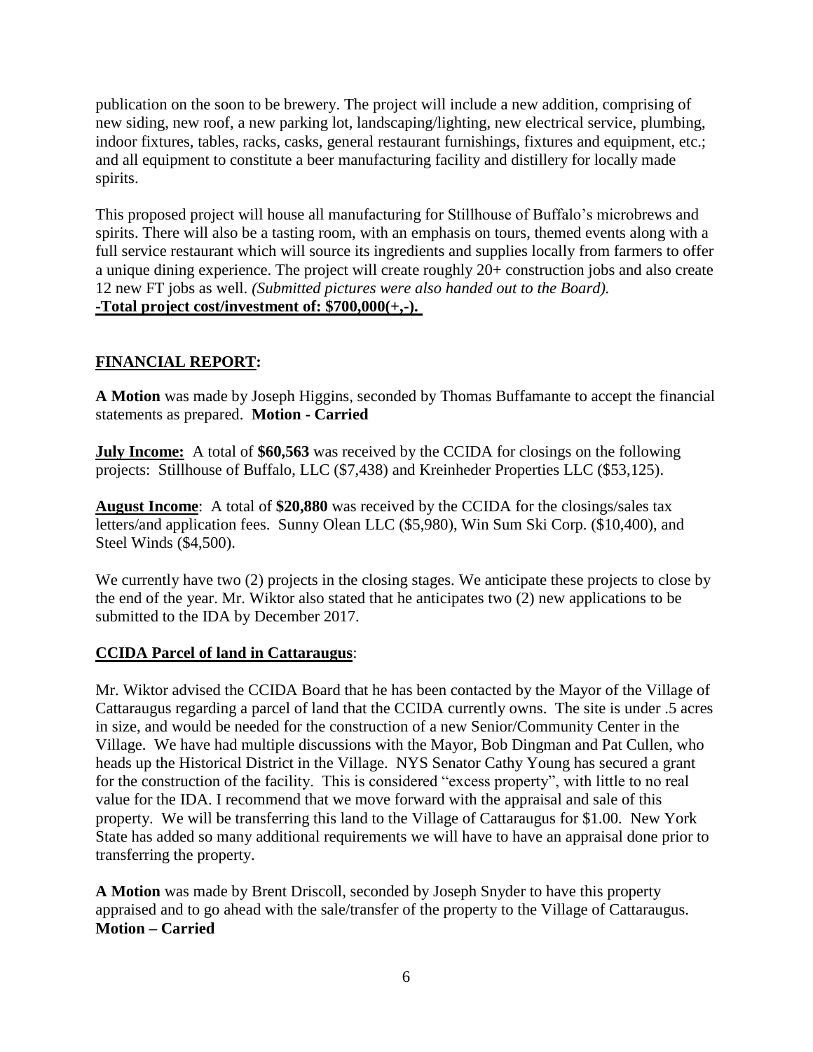publication on the soon to be brewery. The project will include a new addition, comprising of new siding, new roof, a new parking lot, landscaping/lighting, new electrical service, plumbing, indoor fixtures, tables, racks, casks, general restaurant furnishings, fixtures and equipment, etc.; and all equipment to constitute a beer manufacturing facility and distillery for locally made spirits.

This proposed project will house all manufacturing for Stillhouse of Buffalo's microbrews and spirits. There will also be a tasting room, with an emphasis on tours, themed events along with a full service restaurant which will source its ingredients and supplies locally from farmers to offer a unique dining experience. The project will create roughly 20+ construction jobs and also create 12 new FT jobs as well. *(Submitted pictures were also handed out to the Board).*

**-Total project cost/investment of: $700,000(+,-).**

## FINANCIAL REPORT:

**A Motion** was made by Joseph Higgins, seconded by Thomas Buffamante to accept the financial statements as prepared. **Motion - Carried**

**July Income:** A total of **$60,563** was received by the CCIDA for closings on the following projects: Stillhouse of Buffalo, LLC ($7,438) and Kreinheder Properties LLC ($53,125).

**August Income**: A total of **$20,880** was received by the CCIDA for the closings/sales tax letters/and application fees. Sunny Olean LLC ($5,980), Win Sum Ski Corp. ($10,400), and Steel Winds ($4,500).

We currently have two (2) projects in the closing stages. We anticipate these projects to close by the end of the year. Mr. Wiktor also stated that he anticipates two (2) new applications to be submitted to the IDA by December 2017.

## CCIDA Parcel of land in Cattaraugus:

Mr. Wiktor advised the CCIDA Board that he has been contacted by the Mayor of the Village of Cattaraugus regarding a parcel of land that the CCIDA currently owns. The site is under .5 acres in size, and would be needed for the construction of a new Senior/Community Center in the Village. We have had multiple discussions with the Mayor, Bob Dingman and Pat Cullen, who heads up the Historical District in the Village. NYS Senator Cathy Young has secured a grant for the construction of the facility. This is considered "excess property", with little to no real value for the IDA. I recommend that we move forward with the appraisal and sale of this property. We will be transferring this land to the Village of Cattaraugus for $1.00. New York State has added so many additional requirements we will have to have an appraisal done prior to transferring the property.

**A Motion** was made by Brent Driscoll, seconded by Joseph Snyder to have this property appraised and to go ahead with the sale/transfer of the property to the Village of Cattaraugus. **Motion – Carried**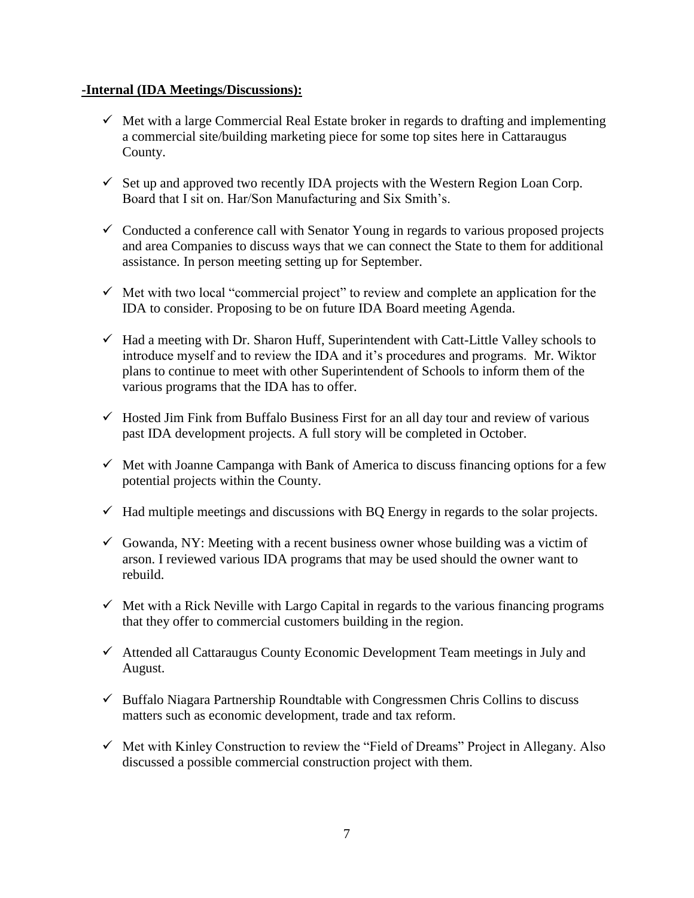**-Internal (IDA Meetings/Discussions):**

- ✓ Met with a large Commercial Real Estate broker in regards to drafting and implementing a commercial site/building marketing piece for some top sites here in Cattaraugus County.
- ✓ Set up and approved two recently IDA projects with the Western Region Loan Corp. Board that I sit on. Har/Son Manufacturing and Six Smith's.
- ✓ Conducted a conference call with Senator Young in regards to various proposed projects and area Companies to discuss ways that we can connect the State to them for additional assistance. In person meeting setting up for September.
- ✓ Met with two local "commercial project" to review and complete an application for the IDA to consider. Proposing to be on future IDA Board meeting Agenda.
- ✓ Had a meeting with Dr. Sharon Huff, Superintendent with Catt-Little Valley schools to introduce myself and to review the IDA and it's procedures and programs. Mr. Wiktor plans to continue to meet with other Superintendent of Schools to inform them of the various programs that the IDA has to offer.
- ✓ Hosted Jim Fink from Buffalo Business First for an all day tour and review of various past IDA development projects. A full story will be completed in October.
- ✓ Met with Joanne Campanga with Bank of America to discuss financing options for a few potential projects within the County.
- ✓ Had multiple meetings and discussions with BQ Energy in regards to the solar projects.
- ✓ Gowanda, NY: Meeting with a recent business owner whose building was a victim of arson. I reviewed various IDA programs that may be used should the owner want to rebuild.
- ✓ Met with a Rick Neville with Largo Capital in regards to the various financing programs that they offer to commercial customers building in the region.
- ✓ Attended all Cattaraugus County Economic Development Team meetings in July and August.
- ✓ Buffalo Niagara Partnership Roundtable with Congressmen Chris Collins to discuss matters such as economic development, trade and tax reform.
- ✓ Met with Kinley Construction to review the "Field of Dreams" Project in Allegany. Also discussed a possible commercial construction project with them.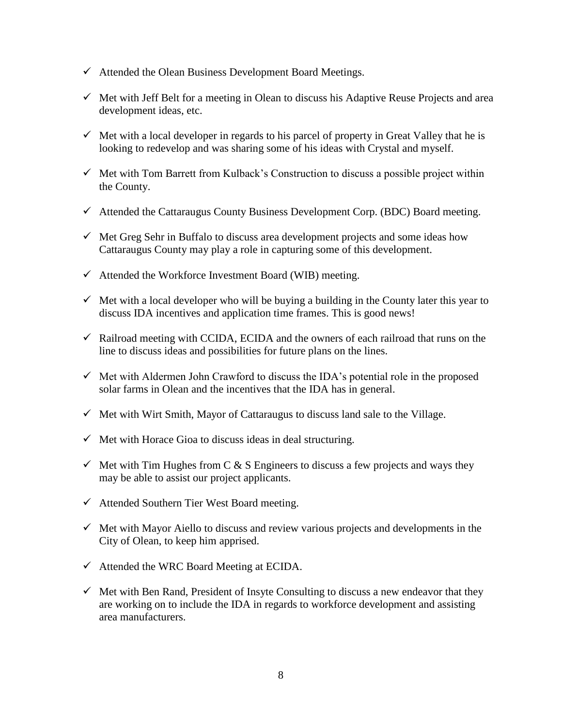- ✓ Attended the Olean Business Development Board Meetings.
- ✓ Met with Jeff Belt for a meeting in Olean to discuss his Adaptive Reuse Projects and area development ideas, etc.
- ✓ Met with a local developer in regards to his parcel of property in Great Valley that he is looking to redevelop and was sharing some of his ideas with Crystal and myself.
- ✓ Met with Tom Barrett from Kulback's Construction to discuss a possible project within the County.
- ✓ Attended the Cattaraugus County Business Development Corp. (BDC) Board meeting.
- ✓ Met Greg Sehr in Buffalo to discuss area development projects and some ideas how Cattaraugus County may play a role in capturing some of this development.
- ✓ Attended the Workforce Investment Board (WIB) meeting.
- ✓ Met with a local developer who will be buying a building in the County later this year to discuss IDA incentives and application time frames. This is good news!
- ✓ Railroad meeting with CCIDA, ECIDA and the owners of each railroad that runs on the line to discuss ideas and possibilities for future plans on the lines.
- ✓ Met with Aldermen John Crawford to discuss the IDA's potential role in the proposed solar farms in Olean and the incentives that the IDA has in general.
- ✓ Met with Wirt Smith, Mayor of Cattaraugus to discuss land sale to the Village.
- ✓ Met with Horace Gioa to discuss ideas in deal structuring.
- ✓ Met with Tim Hughes from C & S Engineers to discuss a few projects and ways they may be able to assist our project applicants.
- ✓ Attended Southern Tier West Board meeting.
- ✓ Met with Mayor Aiello to discuss and review various projects and developments in the City of Olean, to keep him apprised.
- ✓ Attended the WRC Board Meeting at ECIDA.
- ✓ Met with Ben Rand, President of Insyte Consulting to discuss a new endeavor that they are working on to include the IDA in regards to workforce development and assisting area manufacturers.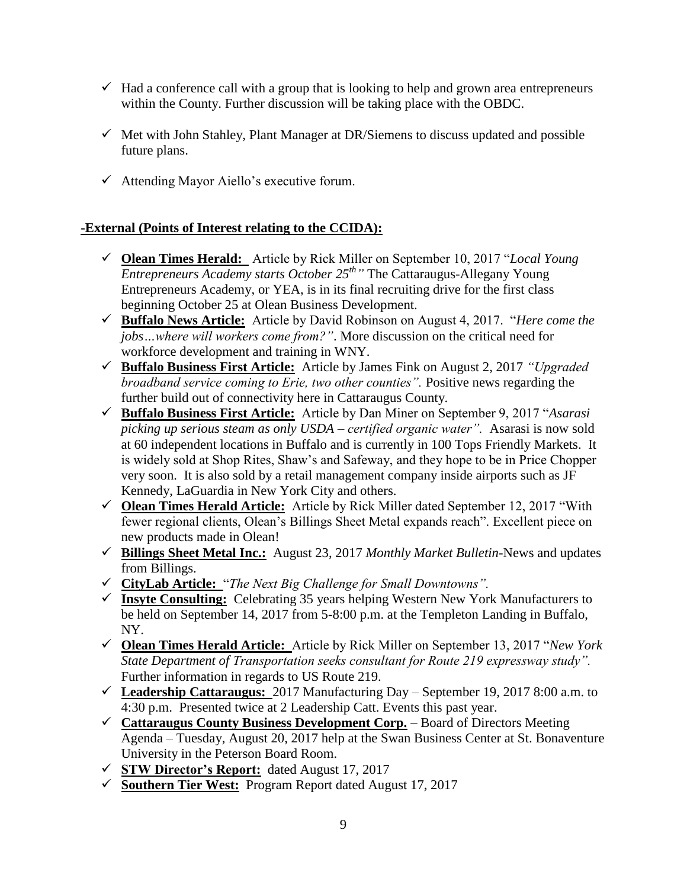- ✓ Had a conference call with a group that is looking to help and grown area entrepreneurs within the County. Further discussion will be taking place with the OBDC.

- ✓ Met with John Stahley, Plant Manager at DR/Siemens to discuss updated and possible future plans.

- ✓ Attending Mayor Aiello's executive forum.

**-External (Points of Interest relating to the CCIDA):**

- ✓ **Olean Times Herald:** Article by Rick Miller on September 10, 2017 "*Local Young Entrepreneurs Academy starts October 25th"* The Cattaraugus-Allegany Young Entrepreneurs Academy, or YEA, is in its final recruiting drive for the first class beginning October 25 at Olean Business Development.
- ✓ **Buffalo News Article:** Article by David Robinson on August 4, 2017. "*Here come the jobs…where will workers come from?"*. More discussion on the critical need for workforce development and training in WNY.
- ✓ **Buffalo Business First Article:** Article by James Fink on August 2, 2017 *"Upgraded broadband service coming to Erie, two other counties".* Positive news regarding the further build out of connectivity here in Cattaraugus County.
- ✓ **Buffalo Business First Article:** Article by Dan Miner on September 9, 2017 "*Asarasi picking up serious steam as only USDA – certified organic water".* Asarasi is now sold at 60 independent locations in Buffalo and is currently in 100 Tops Friendly Markets. It is widely sold at Shop Rites, Shaw's and Safeway, and they hope to be in Price Chopper very soon. It is also sold by a retail management company inside airports such as JF Kennedy, LaGuardia in New York City and others.
- ✓ **Olean Times Herald Article:** Article by Rick Miller dated September 12, 2017 "With fewer regional clients, Olean's Billings Sheet Metal expands reach". Excellent piece on new products made in Olean!
- ✓ **Billings Sheet Metal Inc.:** August 23, 2017 *Monthly Market Bulletin*-News and updates from Billings.
- ✓ **CityLab Article:** "*The Next Big Challenge for Small Downtowns".*
- ✓ **Insyte Consulting:** Celebrating 35 years helping Western New York Manufacturers to be held on September 14, 2017 from 5-8:00 p.m. at the Templeton Landing in Buffalo, NY.
- ✓ **Olean Times Herald Article:** Article by Rick Miller on September 13, 2017 "*New York State Department of Transportation seeks consultant for Route 219 expressway study".* Further information in regards to US Route 219.
- ✓ **Leadership Cattaraugus:** 2017 Manufacturing Day – September 19, 2017 8:00 a.m. to 4:30 p.m. Presented twice at 2 Leadership Catt. Events this past year.
- ✓ **Cattaraugus County Business Development Corp.** – Board of Directors Meeting Agenda – Tuesday, August 20, 2017 help at the Swan Business Center at St. Bonaventure University in the Peterson Board Room.
- ✓ **STW Director's Report:** dated August 17, 2017
- ✓ **Southern Tier West:** Program Report dated August 17, 2017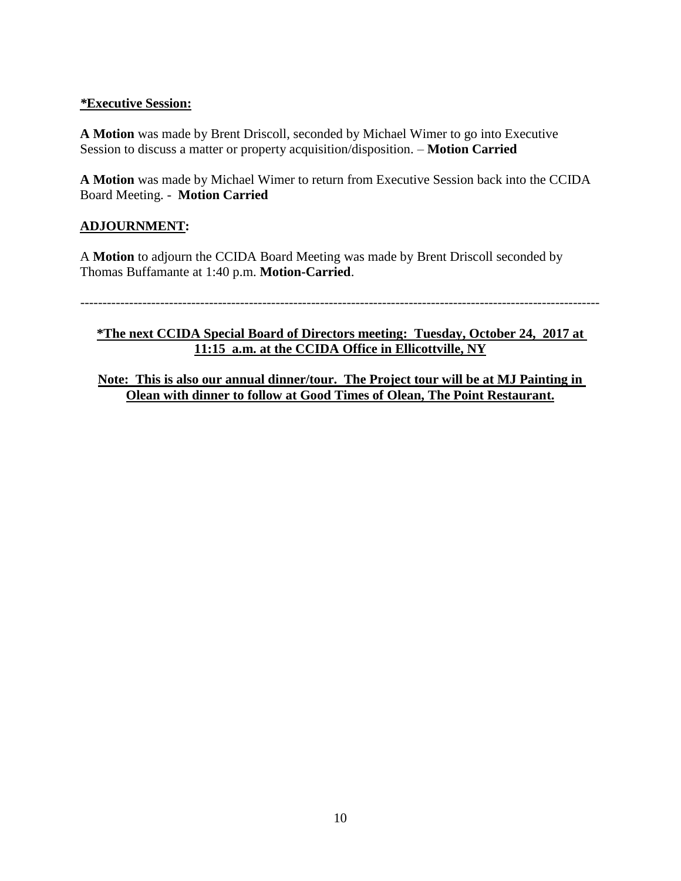***Executive Session:**

**A Motion** was made by Brent Driscoll, seconded by Michael Wimer to go into Executive Session to discuss a matter or property acquisition/disposition. – **Motion Carried**

**A Motion** was made by Michael Wimer to return from Executive Session back into the CCIDA Board Meeting. - **Motion Carried**

**ADJOURNMENT:**

A **Motion** to adjourn the CCIDA Board Meeting was made by Brent Driscoll seconded by Thomas Buffamante at 1:40 p.m. **Motion-Carried**.

---

**\*The next CCIDA Special Board of Directors meeting: Tuesday, October 24, 2017 at 11:15 a.m. at the CCIDA Office in Ellicottville, NY**

**Note: This is also our annual dinner/tour. The Project tour will be at MJ Painting in Olean with dinner to follow at Good Times of Olean, The Point Restaurant.**